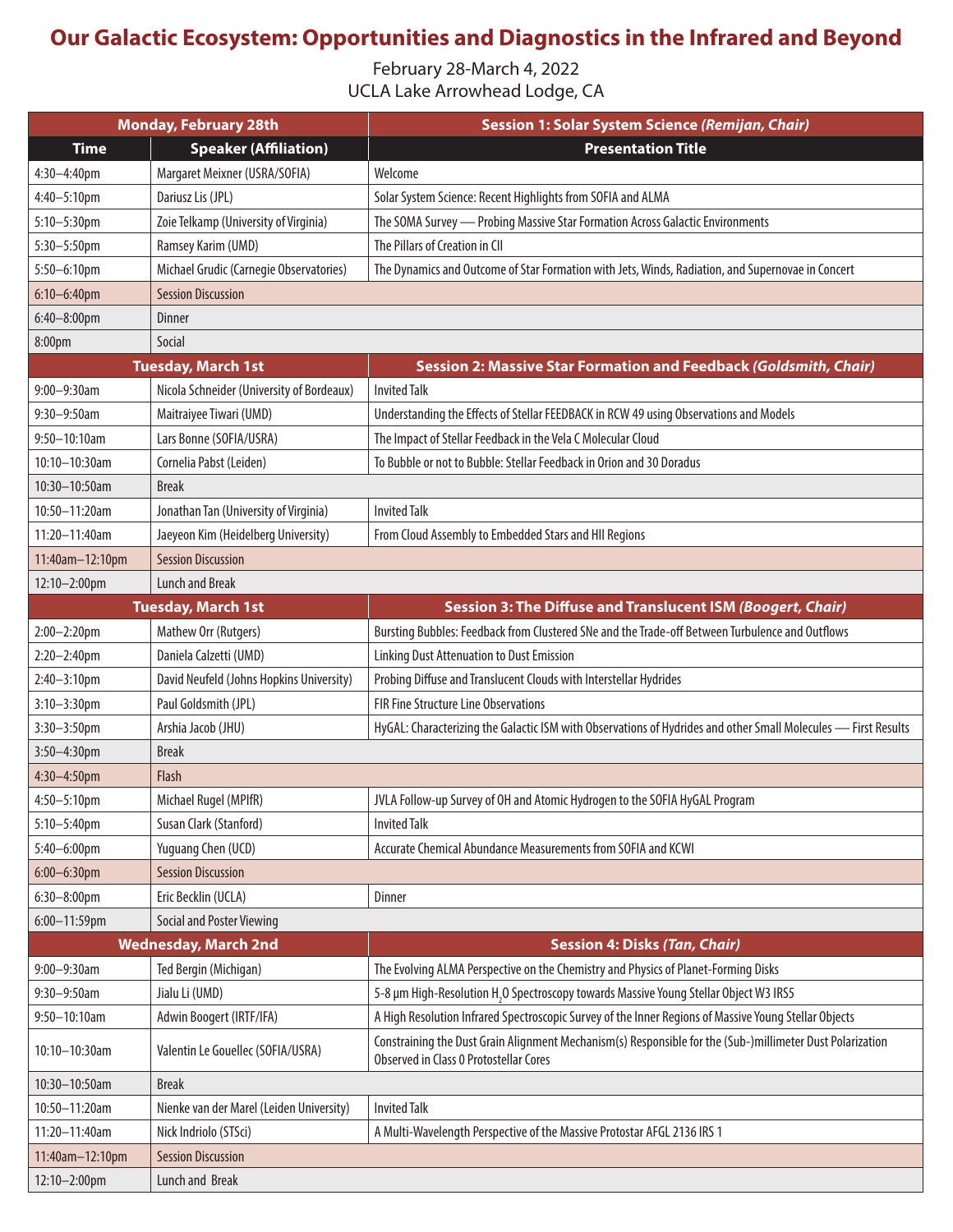# Our Galactic Ecosystem: Opportunities and Diagnostics in the Infrared and Beyond

February 28-March 4, 2022
UCLA Lake Arrowhead Lodge, CA

| **Monday, February 28th** | | **Session 1: Solar System Science *(Remijan, Chair)*** |
|---|---|---|
| **Time** | **Speaker (Affiliation)** | **Presentation Title** |
| 4:30–4:40pm | Margaret Meixner (USRA/SOFIA) | Welcome |
| 4:40–5:10pm | Dariusz Lis (JPL) | Solar System Science: Recent Highlights from SOFIA and ALMA |
| 5:10–5:30pm | Zoie Telkamp (University of Virginia) | The SOMA Survey — Probing Massive Star Formation Across Galactic Environments |
| 5:30–5:50pm | Ramsey Karim (UMD) | The Pillars of Creation in CII |
| 5:50–6:10pm | Michael Grudic (Carnegie Observatories) | The Dynamics and Outcome of Star Formation with Jets, Winds, Radiation, and Supernovae in Concert |
| 6:10–6:40pm | Session Discussion | |
| 6:40–8:00pm | Dinner | |
| 8:00pm | Social | |
| **Tuesday, March 1st** | | **Session 2: Massive Star Formation and Feedback *(Goldsmith, Chair)*** |
| 9:00–9:30am | Nicola Schneider (University of Bordeaux) | Invited Talk |
| 9:30–9:50am | Maitraiyee Tiwari (UMD) | Understanding the Effects of Stellar FEEDBACK in RCW 49 using Observations and Models |
| 9:50–10:10am | Lars Bonne (SOFIA/USRA) | The Impact of Stellar Feedback in the Vela C Molecular Cloud |
| 10:10–10:30am | Cornelia Pabst (Leiden) | To Bubble or not to Bubble: Stellar Feedback in Orion and 30 Doradus |
| 10:30–10:50am | Break | |
| 10:50–11:20am | Jonathan Tan (University of Virginia) | Invited Talk |
| 11:20–11:40am | Jaeyeon Kim (Heidelberg University) | From Cloud Assembly to Embedded Stars and HII Regions |
| 11:40am–12:10pm | Session Discussion | |
| 12:10–2:00pm | Lunch and Break | |
| **Tuesday, March 1st** | | **Session 3: The Diffuse and Translucent ISM *(Boogert, Chair)*** |
| 2:00–2:20pm | Mathew Orr (Rutgers) | Bursting Bubbles: Feedback from Clustered SNe and the Trade-off Between Turbulence and Outflows |
| 2:20–2:40pm | Daniela Calzetti (UMD) | Linking Dust Attenuation to Dust Emission |
| 2:40–3:10pm | David Neufeld (Johns Hopkins University) | Probing Diffuse and Translucent Clouds with Interstellar Hydrides |
| 3:10–3:30pm | Paul Goldsmith (JPL) | FIR Fine Structure Line Observations |
| 3:30–3:50pm | Arshia Jacob (JHU) | HyGAL: Characterizing the Galactic ISM with Observations of Hydrides and other Small Molecules — First Results |
| 3:50–4:30pm | Break | |
| 4:30–4:50pm | Flash | |
| 4:50–5:10pm | Michael Rugel (MPIfR) | JVLA Follow-up Survey of OH and Atomic Hydrogen to the SOFIA HyGAL Program |
| 5:10–5:40pm | Susan Clark (Stanford) | Invited Talk |
| 5:40–6:00pm | Yuguang Chen (UCD) | Accurate Chemical Abundance Measurements from SOFIA and KCWI |
| 6:00–6:30pm | Session Discussion | |
| 6:30–8:00pm | Eric Becklin (UCLA) | Dinner |
| 6:00–11:59pm | Social and Poster Viewing | |
| **Wednesday, March 2nd** | | **Session 4: Disks *(Tan, Chair)*** |
| 9:00–9:30am | Ted Bergin (Michigan) | The Evolving ALMA Perspective on the Chemistry and Physics of Planet-Forming Disks |
| 9:30–9:50am | Jialu Li (UMD) | 5-8 µm High-Resolution $H_2O$ Spectroscopy towards Massive Young Stellar Object W3 IRS5 |
| 9:50–10:10am | Adwin Boogert (IRTF/IFA) | A High Resolution Infrared Spectroscopic Survey of the Inner Regions of Massive Young Stellar Objects |
| 10:10–10:30am | Valentin Le Gouellec (SOFIA/USRA) | Constraining the Dust Grain Alignment Mechanism(s) Responsible for the (Sub-)millimeter Dust Polarization Observed in Class 0 Protostellar Cores |
| 10:30–10:50am | Break | |
| 10:50–11:20am | Nienke van der Marel (Leiden University) | Invited Talk |
| 11:20–11:40am | Nick Indriolo (STSci) | A Multi-Wavelength Perspective of the Massive Protostar AFGL 2136 IRS 1 |
| 11:40am–12:10pm | Session Discussion | |
| 12:10–2:00pm | Lunch and Break | |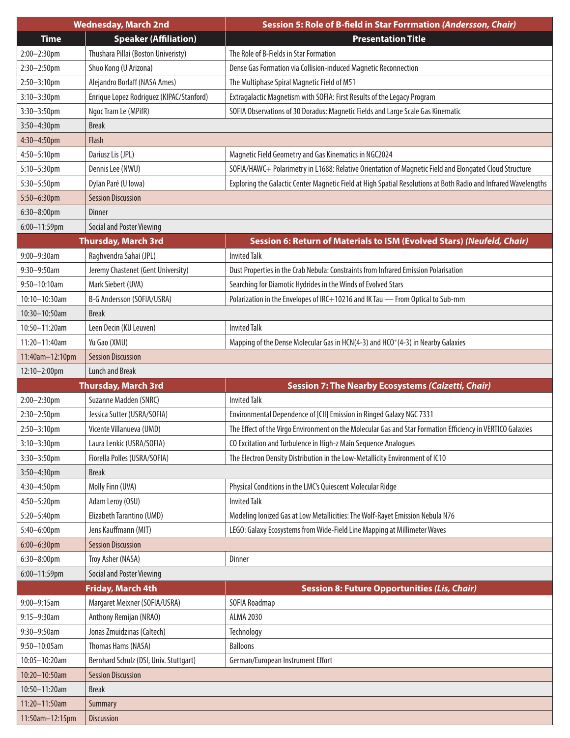| Wednesday, March 2nd | | Session 5: Role of B-field in Star Forrmation *(Andersson, Chair)* |
|---|---|---|
| **Time** | **Speaker (Affiliation)** | **Presentation Title** |
| 2:00–2:30pm | Thushara Pillai (Boston Univeristy) | The Role of B-Fields in Star Formation |
| 2:30–2:50pm | Shuo Kong (U Arizona) | Dense Gas Formation via Collision-induced Magnetic Reconnection |
| 2:50–3:10pm | Alejandro Borlaff (NASA Ames) | The Multiphase Spiral Magnetic Field of M51 |
| 3:10–3:30pm | Enrique Lopez Rodriguez (KIPAC/Stanford) | Extragalactic Magnetism with SOFIA: First Results of the Legacy Program |
| 3:30–3:50pm | Ngoc Tram Le (MPifR) | SOFIA Observations of 30 Doradus: Magnetic Fields and Large Scale Gas Kinematic |
| 3:50–4:30pm | Break | |
| 4:30–4:50pm | Flash | |
| 4:50–5:10pm | Dariusz Lis (JPL) | Magnetic Field Geometry and Gas Kinematics in NGC2024 |
| 5:10–5:30pm | Dennis Lee (NWU) | SOFIA/HAWC+ Polarimetry in L1688: Relative Orientation of Magnetic Field and Elongated Cloud Structure |
| 5:30–5:50pm | Dylan Paré (U Iowa) | Exploring the Galactic Center Magnetic Field at High Spatial Resolutions at Both Radio and Infrared Wavelengths |
| 5:50–6:30pm | Session Discussion | |
| 6:30–8:00pm | Dinner | |
| 6:00–11:59pm | Social and Poster Viewing | |
| **Thursday, March 3rd** | | **Session 6: Return of Materials to ISM (Evolved Stars) *(Neufeld, Chair)*** |
| 9:00–9:30am | Raghvendra Sahai (JPL) | Invited Talk |
| 9:30–9:50am | Jeremy Chastenet (Gent University) | Dust Properties in the Crab Nebula: Constraints from Infrared Emission Polarisation |
| 9:50–10:10am | Mark Siebert (UVA) | Searching for Diamotic Hydrides in the Winds of Evolved Stars |
| 10:10–10:30am | B-G Andersson (SOFIA/USRA) | Polarization in the Envelopes of IRC+10216 and IK Tau — From Optical to Sub-mm |
| 10:30–10:50am | Break | |
| 10:50–11:20am | Leen Decin (KU Leuven) | Invited Talk |
| 11:20–11:40am | Yu Gao (XMU) | Mapping of the Dense Molecular Gas in HCN(4-3) and $HCO^+$(4-3) in Nearby Galaxies |
| 11:40am–12:10pm | Session Discussion | |
| 12:10–2:00pm | Lunch and Break | |
| **Thursday, March 3rd** | | **Session 7: The Nearby Ecosystems *(Calzetti, Chair)*** |
| 2:00–2:30pm | Suzanne Madden (SNRC) | Invited Talk |
| 2:30–2:50pm | Jessica Sutter (USRA/SOFIA) | Environmental Dependence of [CII] Emission in Ringed Galaxy NGC 7331 |
| 2:50–3:10pm | Vicente Villanueva (UMD) | The Effect of the Virgo Environment on the Molecular Gas and Star Formation Efficiency in VERTICO Galaxies |
| 3:10–3:30pm | Laura Lenkic (USRA/SOFIA) | CO Excitation and Turbulence in High-z Main Sequence Analogues |
| 3:30–3:50pm | Fiorella Polles (USRA/SOFIA) | The Electron Density Distribution in the Low-Metallicity Environment of IC10 |
| 3:50–4:30pm | Break | |
| 4:30–4:50pm | Molly Finn (UVA) | Physical Conditions in the LMC's Quiescent Molecular Ridge |
| 4:50–5:20pm | Adam Leroy (OSU) | Invited Talk |
| 5:20–5:40pm | Elizabeth Tarantino (UMD) | Modeling Ionized Gas at Low Metallicities: The Wolf-Rayet Emission Nebula N76 |
| 5:40–6:00pm | Jens Kauffmann (MIT) | LEGO: Galaxy Ecosystems from Wide-Field Line Mapping at Millimeter Waves |
| 6:00–6:30pm | Session Discussion | |
| 6:30–8:00pm | Troy Asher (NASA) | Dinner |
| 6:00–11:59pm | Social and Poster Viewing | |
| **Friday, March 4th** | | **Session 8: Future Opportunities *(Lis, Chair)*** |
| 9:00–9:15am | Margaret Meixner (SOFIA/USRA) | SOFIA Roadmap |
| 9:15–9:30am | Anthony Remijan (NRAO) | ALMA 2030 |
| 9:30–9:50am | Jonas Zmuidzinas (Caltech) | Technology |
| 9:50–10:05am | Thomas Hams (NASA) | Balloons |
| 10:05–10:20am | Bernhard Schulz (DSI, Univ. Stuttgart) | German/European Instrument Effort |
| 10:20–10:50am | Session Discussion | |
| 10:50–11:20am | Break | |
| 11:20–11:50am | Summary | |
| 11:50am–12:15pm | Discussion | |